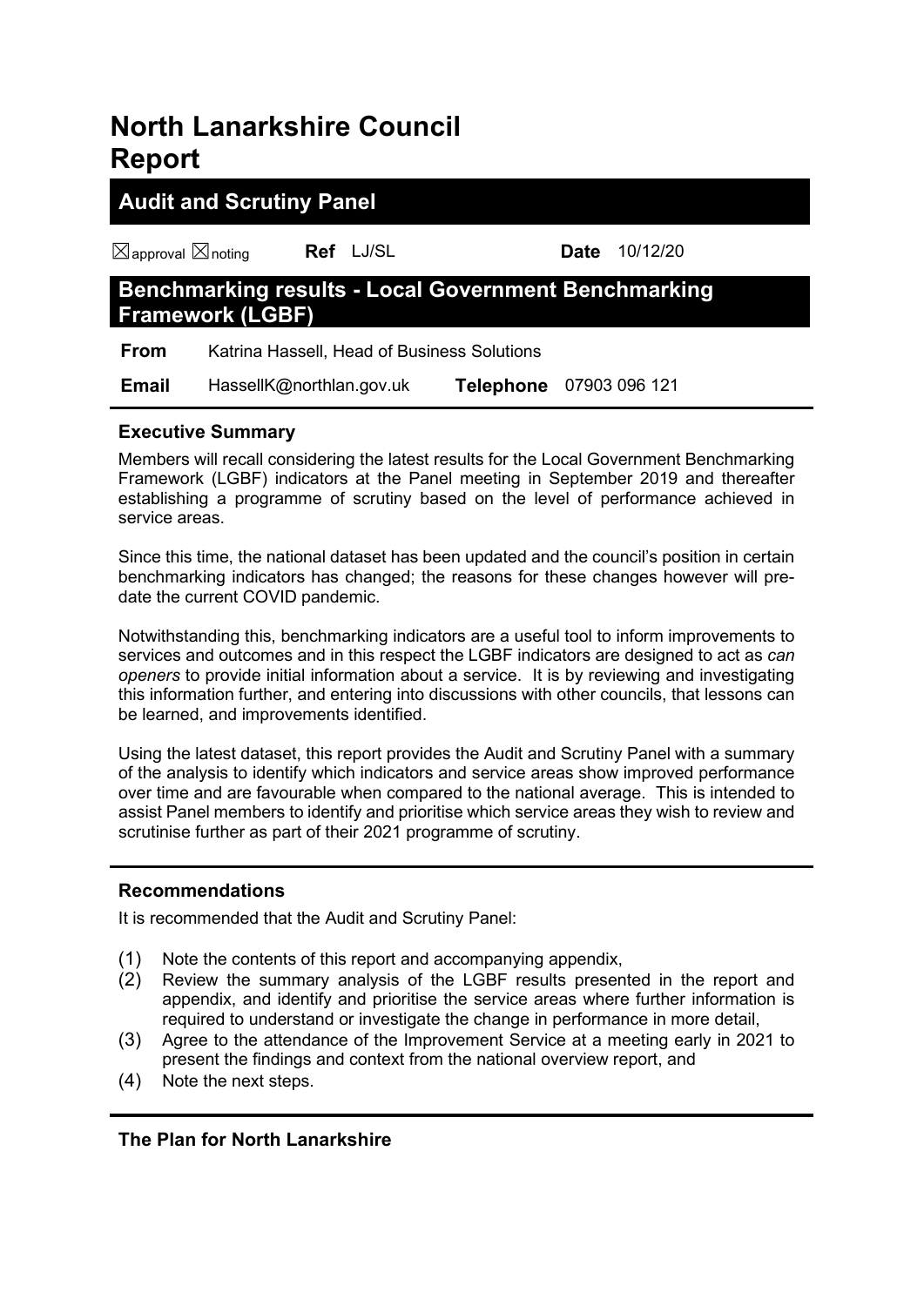# North Lanarkshire Council Report

## Audit and Scrutiny Panel

☒approval ☒noting **Ref** LJ/SL **Date** 10/12/20

## Benchmarking results - Local Government Benchmarking Framework (LGBF)

| | | | |
|---|---|---|---|
| **From** | Katrina Hassell, Head of Business Solutions | | |
| **Email** | HassellK@northlan.gov.uk | **Telephone** | 07903 096 121 |

### Executive Summary

Members will recall considering the latest results for the Local Government Benchmarking Framework (LGBF) indicators at the Panel meeting in September 2019 and thereafter establishing a programme of scrutiny based on the level of performance achieved in service areas.

Since this time, the national dataset has been updated and the council's position in certain benchmarking indicators has changed; the reasons for these changes however will predate the current COVID pandemic.

Notwithstanding this, benchmarking indicators are a useful tool to inform improvements to services and outcomes and in this respect the LGBF indicators are designed to act as *can openers* to provide initial information about a service. It is by reviewing and investigating this information further, and entering into discussions with other councils, that lessons can be learned, and improvements identified.

Using the latest dataset, this report provides the Audit and Scrutiny Panel with a summary of the analysis to identify which indicators and service areas show improved performance over time and are favourable when compared to the national average. This is intended to assist Panel members to identify and prioritise which service areas they wish to review and scrutinise further as part of their 2021 programme of scrutiny.

### Recommendations

It is recommended that the Audit and Scrutiny Panel:

(1) Note the contents of this report and accompanying appendix,

(2) Review the summary analysis of the LGBF results presented in the report and appendix, and identify and prioritise the service areas where further information is required to understand or investigate the change in performance in more detail,

(3) Agree to the attendance of the Improvement Service at a meeting early in 2021 to present the findings and context from the national overview report, and

(4) Note the next steps.

### The Plan for North Lanarkshire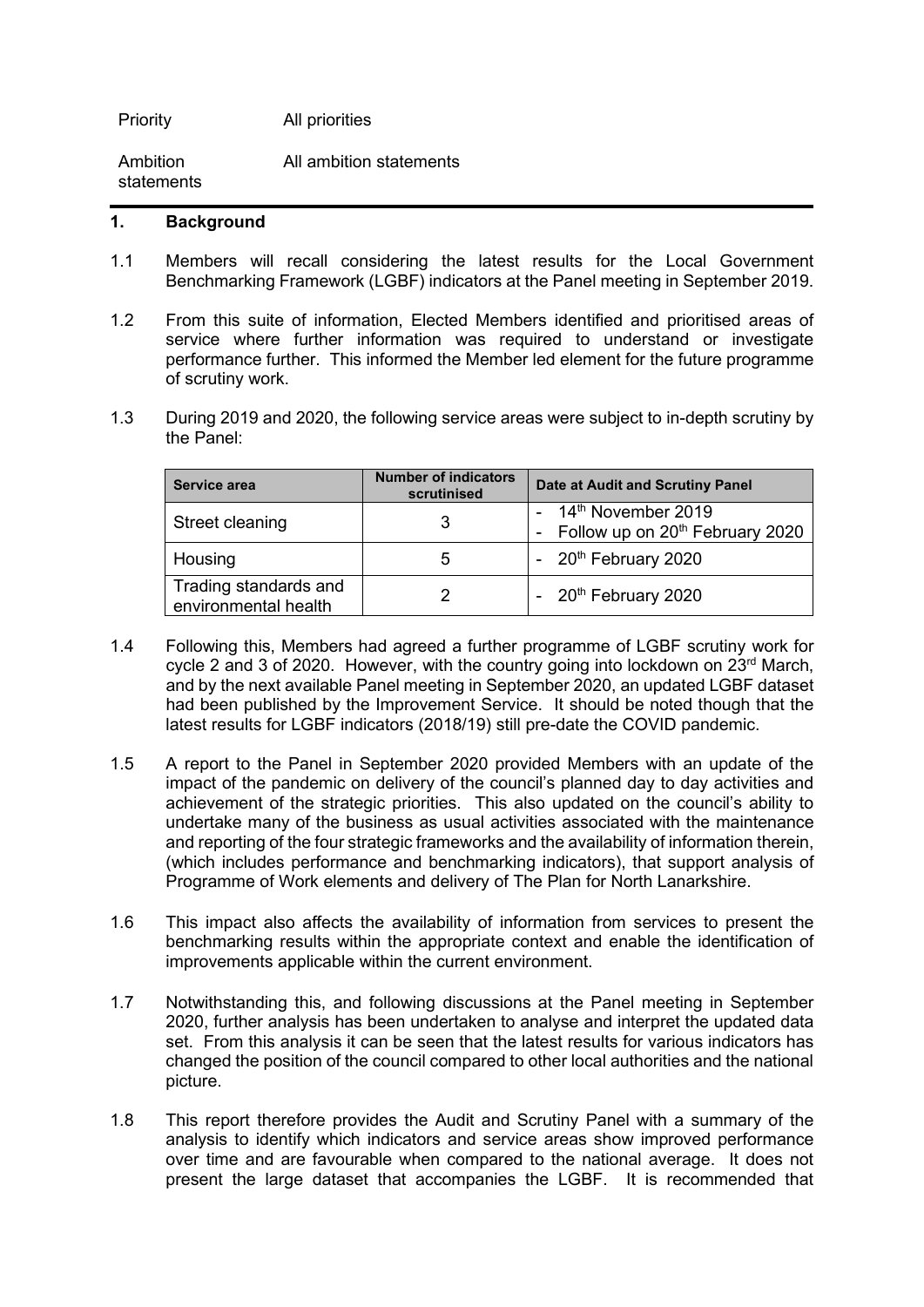| | |
|---|---|
| Priority | All priorities |
| Ambition statements | All ambition statements |

## 1. Background

1.1 Members will recall considering the latest results for the Local Government Benchmarking Framework (LGBF) indicators at the Panel meeting in September 2019.

1.2 From this suite of information, Elected Members identified and prioritised areas of service where further information was required to understand or investigate performance further. This informed the Member led element for the future programme of scrutiny work.

1.3 During 2019 and 2020, the following service areas were subject to in-depth scrutiny by the Panel:

| Service area | Number of indicators scrutinised | Date at Audit and Scrutiny Panel |
|---|---|---|
| Street cleaning | 3 | - 14th November 2019<br>- Follow up on 20th February 2020 |
| Housing | 5 | - 20th February 2020 |
| Trading standards and environmental health | 2 | - 20th February 2020 |

1.4 Following this, Members had agreed a further programme of LGBF scrutiny work for cycle 2 and 3 of 2020. However, with the country going into lockdown on 23rd March, and by the next available Panel meeting in September 2020, an updated LGBF dataset had been published by the Improvement Service. It should be noted though that the latest results for LGBF indicators (2018/19) still pre-date the COVID pandemic.

1.5 A report to the Panel in September 2020 provided Members with an update of the impact of the pandemic on delivery of the council's planned day to day activities and achievement of the strategic priorities. This also updated on the council's ability to undertake many of the business as usual activities associated with the maintenance and reporting of the four strategic frameworks and the availability of information therein, (which includes performance and benchmarking indicators), that support analysis of Programme of Work elements and delivery of The Plan for North Lanarkshire.

1.6 This impact also affects the availability of information from services to present the benchmarking results within the appropriate context and enable the identification of improvements applicable within the current environment.

1.7 Notwithstanding this, and following discussions at the Panel meeting in September 2020, further analysis has been undertaken to analyse and interpret the updated data set. From this analysis it can be seen that the latest results for various indicators has changed the position of the council compared to other local authorities and the national picture.

1.8 This report therefore provides the Audit and Scrutiny Panel with a summary of the analysis to identify which indicators and service areas show improved performance over time and are favourable when compared to the national average. It does not present the large dataset that accompanies the LGBF. It is recommended that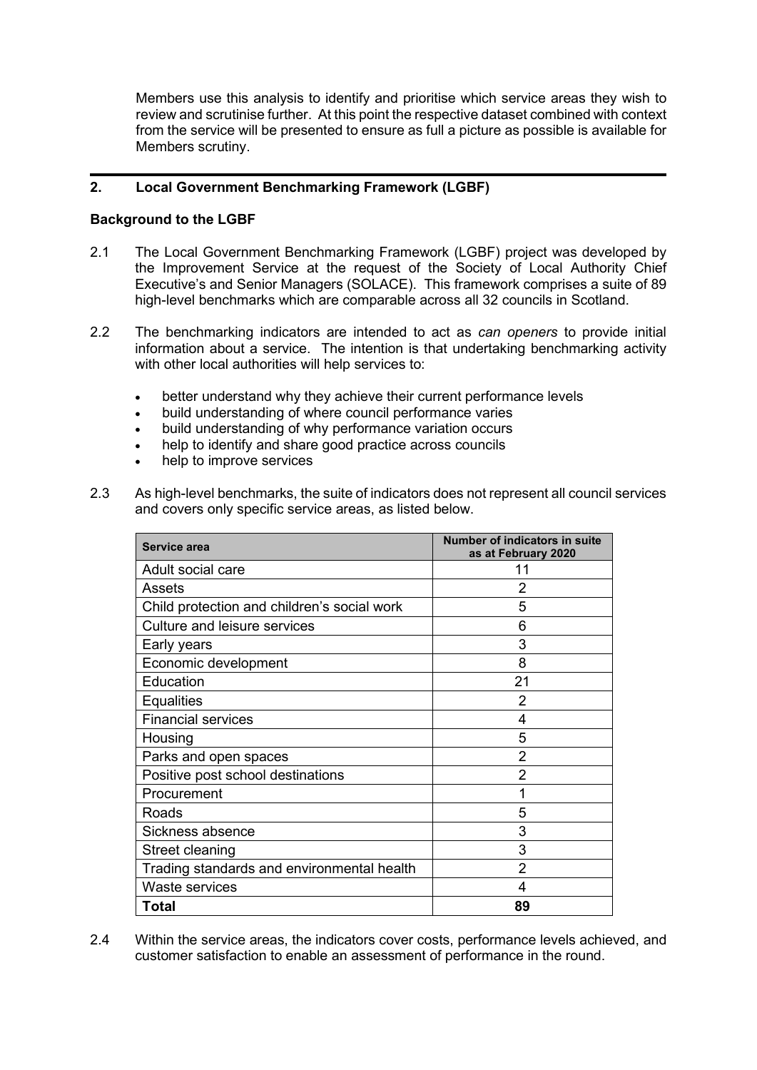Members use this analysis to identify and prioritise which service areas they wish to review and scrutinise further. At this point the respective dataset combined with context from the service will be presented to ensure as full a picture as possible is available for Members scrutiny.

## 2. Local Government Benchmarking Framework (LGBF)

### Background to the LGBF

2.1 The Local Government Benchmarking Framework (LGBF) project was developed by the Improvement Service at the request of the Society of Local Authority Chief Executive's and Senior Managers (SOLACE). This framework comprises a suite of 89 high-level benchmarks which are comparable across all 32 councils in Scotland.

2.2 The benchmarking indicators are intended to act as *can openers* to provide initial information about a service. The intention is that undertaking benchmarking activity with other local authorities will help services to:

- better understand why they achieve their current performance levels
- build understanding of where council performance varies
- build understanding of why performance variation occurs
- help to identify and share good practice across councils
- help to improve services

2.3 As high-level benchmarks, the suite of indicators does not represent all council services and covers only specific service areas, as listed below.

| Service area | Number of indicators in suite as at February 2020 |
|---|---|
| Adult social care | 11 |
| Assets | 2 |
| Child protection and children's social work | 5 |
| Culture and leisure services | 6 |
| Early years | 3 |
| Economic development | 8 |
| Education | 21 |
| Equalities | 2 |
| Financial services | 4 |
| Housing | 5 |
| Parks and open spaces | 2 |
| Positive post school destinations | 2 |
| Procurement | 1 |
| Roads | 5 |
| Sickness absence | 3 |
| Street cleaning | 3 |
| Trading standards and environmental health | 2 |
| Waste services | 4 |
| **Total** | **89** |

2.4 Within the service areas, the indicators cover costs, performance levels achieved, and customer satisfaction to enable an assessment of performance in the round.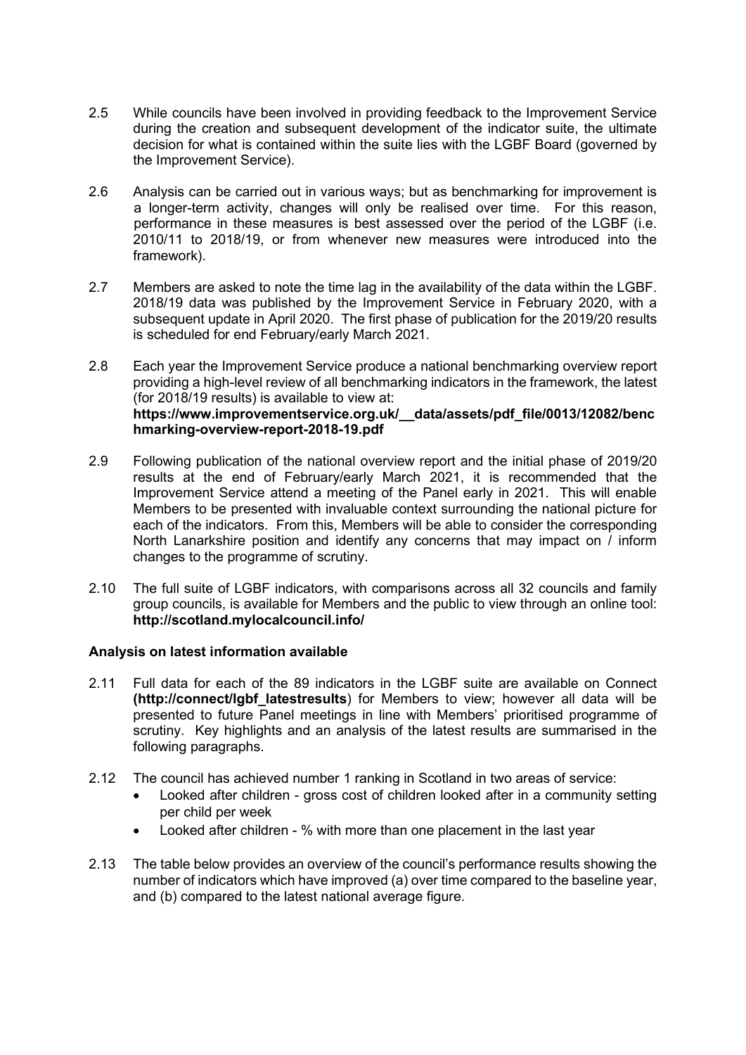2.5 While councils have been involved in providing feedback to the Improvement Service during the creation and subsequent development of the indicator suite, the ultimate decision for what is contained within the suite lies with the LGBF Board (governed by the Improvement Service).

2.6 Analysis can be carried out in various ways; but as benchmarking for improvement is a longer-term activity, changes will only be realised over time. For this reason, performance in these measures is best assessed over the period of the LGBF (i.e. 2010/11 to 2018/19, or from whenever new measures were introduced into the framework).

2.7 Members are asked to note the time lag in the availability of the data within the LGBF. 2018/19 data was published by the Improvement Service in February 2020, with a subsequent update in April 2020. The first phase of publication for the 2019/20 results is scheduled for end February/early March 2021.

2.8 Each year the Improvement Service produce a national benchmarking overview report providing a high-level review of all benchmarking indicators in the framework, the latest (for 2018/19 results) is available to view at: **https://www.improvementservice.org.uk/__data/assets/pdf_file/0013/12082/benchmarking-overview-report-2018-19.pdf**

2.9 Following publication of the national overview report and the initial phase of 2019/20 results at the end of February/early March 2021, it is recommended that the Improvement Service attend a meeting of the Panel early in 2021. This will enable Members to be presented with invaluable context surrounding the national picture for each of the indicators. From this, Members will be able to consider the corresponding North Lanarkshire position and identify any concerns that may impact on / inform changes to the programme of scrutiny.

2.10 The full suite of LGBF indicators, with comparisons across all 32 councils and family group councils, is available for Members and the public to view through an online tool: **http://scotland.mylocalcouncil.info/**

### Analysis on latest information available

2.11 Full data for each of the 89 indicators in the LGBF suite are available on Connect **(http://connect/lgbf_latestresults**) for Members to view; however all data will be presented to future Panel meetings in line with Members' prioritised programme of scrutiny. Key highlights and an analysis of the latest results are summarised in the following paragraphs.

2.12 The council has achieved number 1 ranking in Scotland in two areas of service:

- Looked after children - gross cost of children looked after in a community setting per child per week
- Looked after children - % with more than one placement in the last year

2.13 The table below provides an overview of the council's performance results showing the number of indicators which have improved (a) over time compared to the baseline year, and (b) compared to the latest national average figure.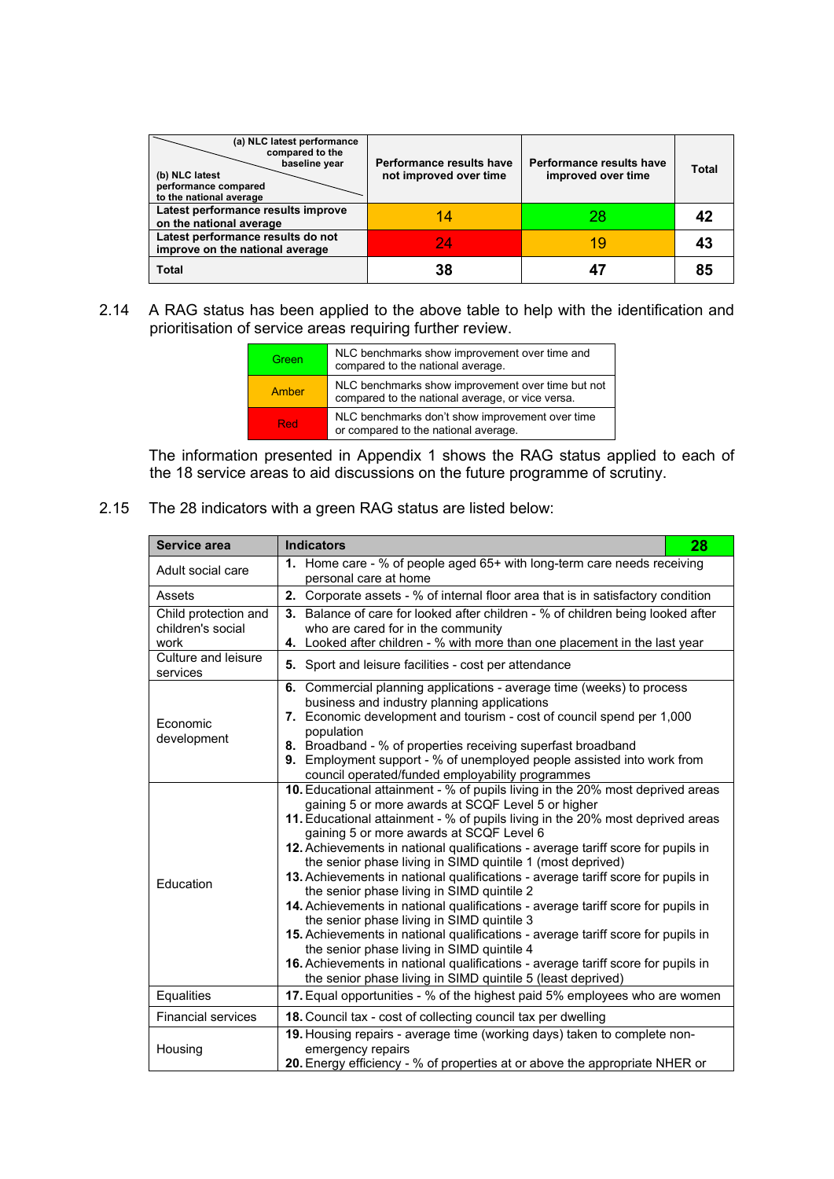| (a) NLC latest performance compared to the baseline year / (b) NLC latest performance compared to the national average | Performance results have not improved over time | Performance results have improved over time | Total |
|---|---|---|---|
| Latest performance results improve on the national average | 14 | 28 | **42** |
| Latest performance results do not improve on the national average | 24 | 19 | **43** |
| **Total** | **38** | **47** | **85** |

2.14 A RAG status has been applied to the above table to help with the identification and prioritisation of service areas requiring further review.

| | |
|---|---|
| Green | NLC benchmarks show improvement over time and compared to the national average. |
| Amber | NLC benchmarks show improvement over time but not compared to the national average, or vice versa. |
| Red | NLC benchmarks don't show improvement over time or compared to the national average. |

The information presented in Appendix 1 shows the RAG status applied to each of the 18 service areas to aid discussions on the future programme of scrutiny.

2.15 The 28 indicators with a green RAG status are listed below:

| Service area | Indicators | 28 |
|---|---|---|
| Adult social care | 1. Home care - % of people aged 65+ with long-term care needs receiving personal care at home | |
| Assets | 2. Corporate assets - % of internal floor area that is in satisfactory condition | |
| Child protection and children's social work | 3. Balance of care for looked after children - % of children being looked after who are cared for in the community<br>4. Looked after children - % with more than one placement in the last year | |
| Culture and leisure services | 5. Sport and leisure facilities - cost per attendance | |
| Economic development | 6. Commercial planning applications - average time (weeks) to process business and industry planning applications<br>7. Economic development and tourism - cost of council spend per 1,000 population<br>8. Broadband - % of properties receiving superfast broadband<br>9. Employment support - % of unemployed people assisted into work from council operated/funded employability programmes | |
| Education | 10. Educational attainment - % of pupils living in the 20% most deprived areas gaining 5 or more awards at SCQF Level 5 or higher<br>11. Educational attainment - % of pupils living in the 20% most deprived areas gaining 5 or more awards at SCQF Level 6<br>12. Achievements in national qualifications - average tariff score for pupils in the senior phase living in SIMD quintile 1 (most deprived)<br>13. Achievements in national qualifications - average tariff score for pupils in the senior phase living in SIMD quintile 2<br>14. Achievements in national qualifications - average tariff score for pupils in the senior phase living in SIMD quintile 3<br>15. Achievements in national qualifications - average tariff score for pupils in the senior phase living in SIMD quintile 4<br>16. Achievements in national qualifications - average tariff score for pupils in the senior phase living in SIMD quintile 5 (least deprived) | |
| Equalities | 17. Equal opportunities - % of the highest paid 5% employees who are women | |
| Financial services | 18. Council tax - cost of collecting council tax per dwelling | |
| Housing | 19. Housing repairs - average time (working days) taken to complete non-emergency repairs<br>20. Energy efficiency - % of properties at or above the appropriate NHER or | |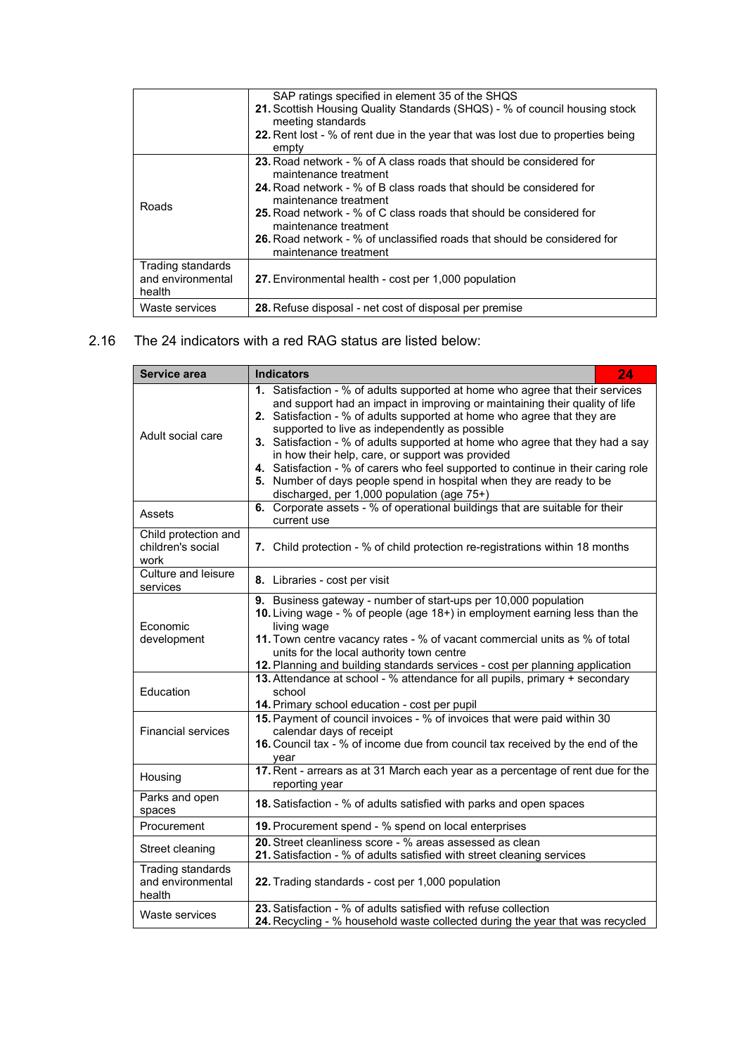| | |
|---|---|
| | SAP ratings specified in element 35 of the SHQS<br>**21.** Scottish Housing Quality Standards (SHQS) - % of council housing stock meeting standards<br>**22.** Rent lost - % of rent due in the year that was lost due to properties being empty |
| Roads | **23.** Road network - % of A class roads that should be considered for maintenance treatment<br>**24.** Road network - % of B class roads that should be considered for maintenance treatment<br>**25.** Road network - % of C class roads that should be considered for maintenance treatment<br>**26.** Road network - % of unclassified roads that should be considered for maintenance treatment |
| Trading standards and environmental health | **27.** Environmental health - cost per 1,000 population |
| Waste services | **28.** Refuse disposal - net cost of disposal per premise |

2.16 The 24 indicators with a red RAG status are listed below:

| **Service area** | **Indicators** | **24** |
|---|---|---|
| Adult social care | **1.** Satisfaction - % of adults supported at home who agree that their services and support had an impact in improving or maintaining their quality of life<br>**2.** Satisfaction - % of adults supported at home who agree that they are supported to live as independently as possible<br>**3.** Satisfaction - % of adults supported at home who agree that they had a say in how their help, care, or support was provided<br>**4.** Satisfaction - % of carers who feel supported to continue in their caring role<br>**5.** Number of days people spend in hospital when they are ready to be discharged, per 1,000 population (age 75+) | |
| Assets | **6.** Corporate assets - % of operational buildings that are suitable for their current use | |
| Child protection and children's social work | **7.** Child protection - % of child protection re-registrations within 18 months | |
| Culture and leisure services | **8.** Libraries - cost per visit | |
| Economic development | **9.** Business gateway - number of start-ups per 10,000 population<br>**10.** Living wage - % of people (age 18+) in employment earning less than the living wage<br>**11.** Town centre vacancy rates - % of vacant commercial units as % of total units for the local authority town centre<br>**12.** Planning and building standards services - cost per planning application | |
| Education | **13.** Attendance at school - % attendance for all pupils, primary + secondary school<br>**14.** Primary school education - cost per pupil | |
| Financial services | **15.** Payment of council invoices - % of invoices that were paid within 30 calendar days of receipt<br>**16.** Council tax - % of income due from council tax received by the end of the year | |
| Housing | **17.** Rent - arrears as at 31 March each year as a percentage of rent due for the reporting year | |
| Parks and open spaces | **18.** Satisfaction - % of adults satisfied with parks and open spaces | |
| Procurement | **19.** Procurement spend - % spend on local enterprises | |
| Street cleaning | **20.** Street cleanliness score - % areas assessed as clean<br>**21.** Satisfaction - % of adults satisfied with street cleaning services | |
| Trading standards and environmental health | **22.** Trading standards - cost per 1,000 population | |
| Waste services | **23.** Satisfaction - % of adults satisfied with refuse collection<br>**24.** Recycling - % household waste collected during the year that was recycled | |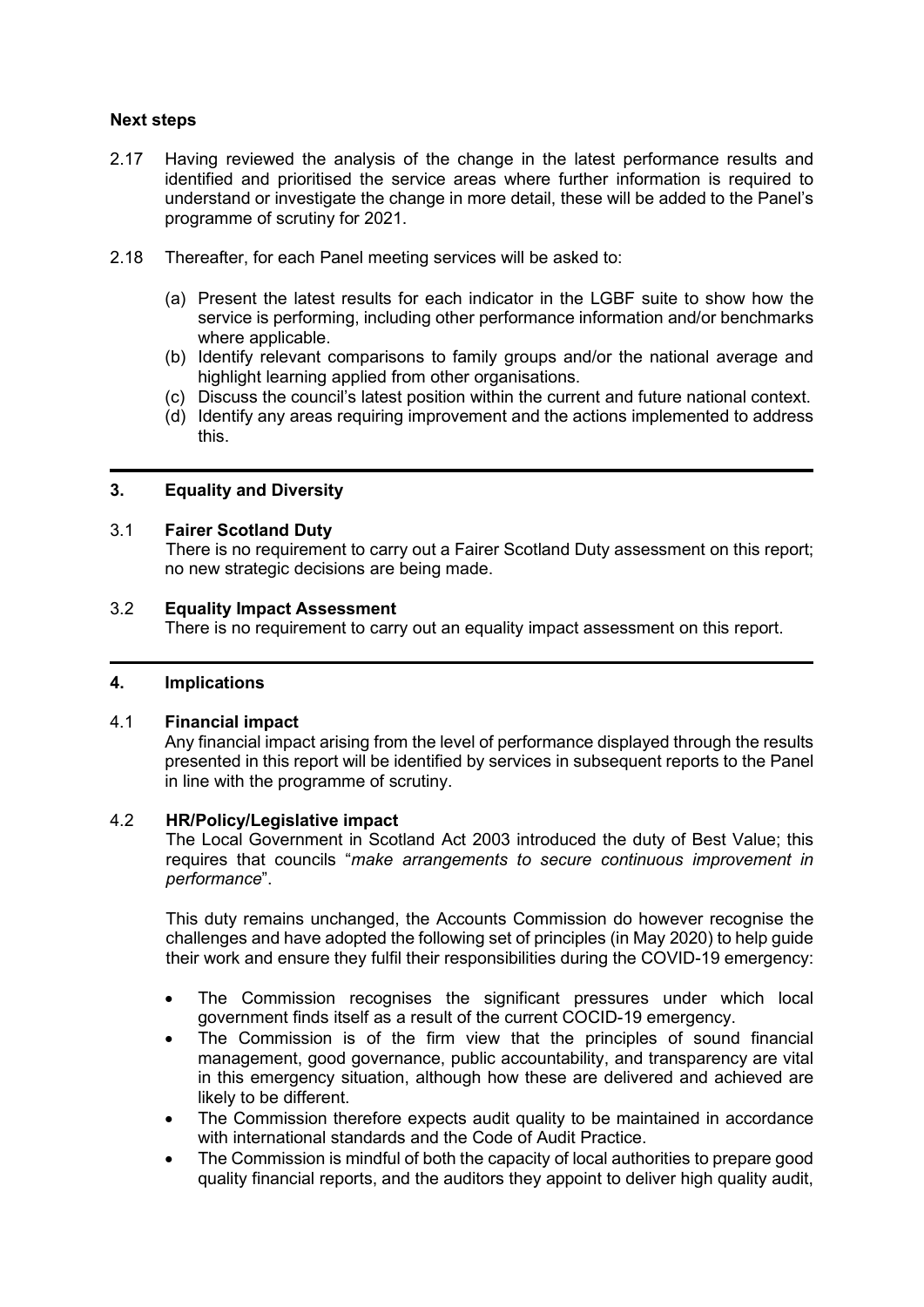**Next steps**

2.17 Having reviewed the analysis of the change in the latest performance results and identified and prioritised the service areas where further information is required to understand or investigate the change in more detail, these will be added to the Panel's programme of scrutiny for 2021.

2.18 Thereafter, for each Panel meeting services will be asked to:

(a) Present the latest results for each indicator in the LGBF suite to show how the service is performing, including other performance information and/or benchmarks where applicable.
(b) Identify relevant comparisons to family groups and/or the national average and highlight learning applied from other organisations.
(c) Discuss the council's latest position within the current and future national context.
(d) Identify any areas requiring improvement and the actions implemented to address this.

## 3. Equality and Diversity

### 3.1 Fairer Scotland Duty

There is no requirement to carry out a Fairer Scotland Duty assessment on this report; no new strategic decisions are being made.

### 3.2 Equality Impact Assessment

There is no requirement to carry out an equality impact assessment on this report.

## 4. Implications

### 4.1 Financial impact

Any financial impact arising from the level of performance displayed through the results presented in this report will be identified by services in subsequent reports to the Panel in line with the programme of scrutiny.

### 4.2 HR/Policy/Legislative impact

The Local Government in Scotland Act 2003 introduced the duty of Best Value; this requires that councils "*make arrangements to secure continuous improvement in performance*".

This duty remains unchanged, the Accounts Commission do however recognise the challenges and have adopted the following set of principles (in May 2020) to help guide their work and ensure they fulfil their responsibilities during the COVID-19 emergency:

- The Commission recognises the significant pressures under which local government finds itself as a result of the current COCID-19 emergency.
- The Commission is of the firm view that the principles of sound financial management, good governance, public accountability, and transparency are vital in this emergency situation, although how these are delivered and achieved are likely to be different.
- The Commission therefore expects audit quality to be maintained in accordance with international standards and the Code of Audit Practice.
- The Commission is mindful of both the capacity of local authorities to prepare good quality financial reports, and the auditors they appoint to deliver high quality audit,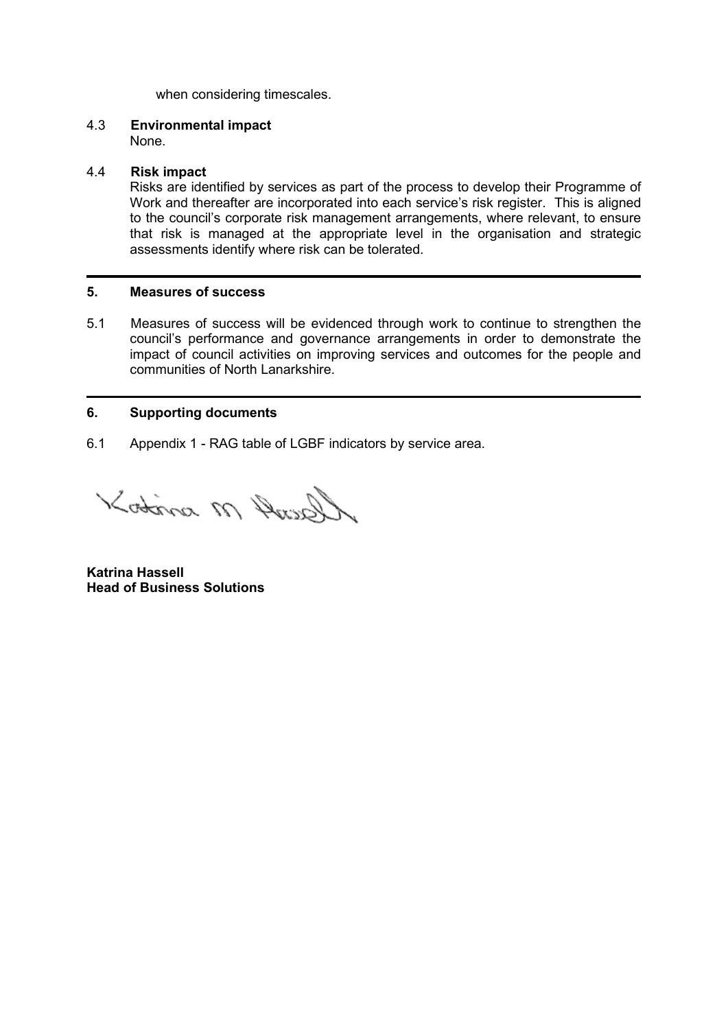when considering timescales.

4.3 **Environmental impact**
None.

4.4 **Risk impact**
Risks are identified by services as part of the process to develop their Programme of Work and thereafter are incorporated into each service's risk register. This is aligned to the council's corporate risk management arrangements, where relevant, to ensure that risk is managed at the appropriate level in the organisation and strategic assessments identify where risk can be tolerated.

---

## 5. Measures of success

5.1 Measures of success will be evidenced through work to continue to strengthen the council's performance and governance arrangements in order to demonstrate the impact of council activities on improving services and outcomes for the people and communities of North Lanarkshire.

---

## 6. Supporting documents

6.1 Appendix 1 - RAG table of LGBF indicators by service area.

**Katrina Hassell**
**Head of Business Solutions**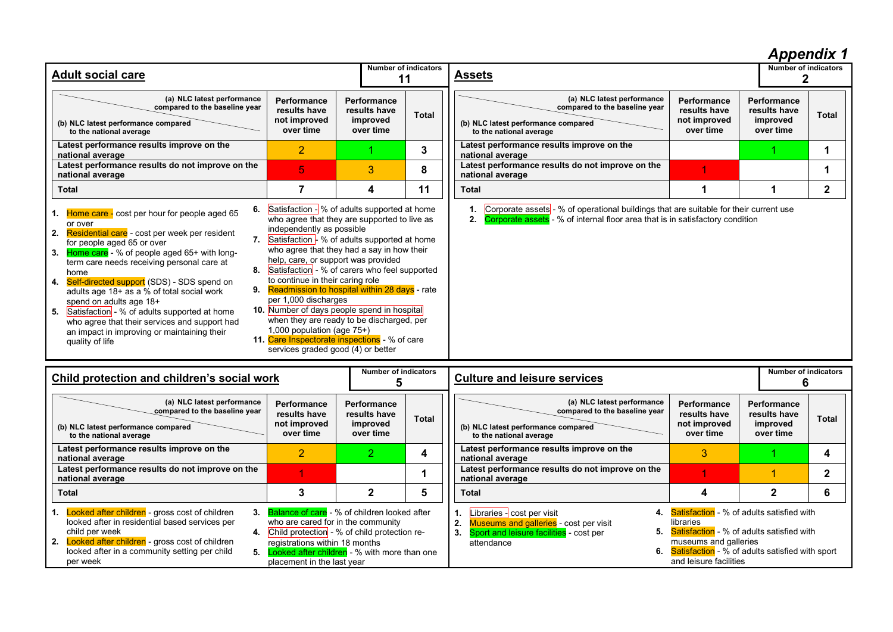# *Appendix 1*

## Adult social care

**Number of indicators** 11

| (a) NLC latest performance compared to the baseline year / (b) NLC latest performance compared to the national average | Performance results have not improved over time | Performance results have improved over time | Total |
|---|---|---|---|
| Latest performance results improve on the national average | 2 | 1 | 3 |
| Latest performance results do not improve on the national average | 5 | 3 | 8 |
| Total | 7 | 4 | 11 |

1. Home care - cost per hour for people aged 65 or over
2. Residential care - cost per week per resident for people aged 65 or over
3. Home care - % of people aged 65+ with long-term care needs receiving personal care at home
4. Self-directed support (SDS) - SDS spend on adults age 18+ as a % of total social work spend on adults age 18+
5. Satisfaction - % of adults supported at home who agree that their services and support had an impact in improving or maintaining their quality of life
6. Satisfaction - % of adults supported at home who agree that they are supported to live as independently as possible
7. Satisfaction - % of adults supported at home who agree that they had a say in how their help, care, or support was provided
8. Satisfaction - % of carers who feel supported to continue in their caring role
9. Readmission to hospital within 28 days - rate per 1,000 discharges
10. Number of days people spend in hospital when they are ready to be discharged, per 1,000 population (age 75+)
11. Care Inspectorate inspections - % of care services graded good (4) or better

## Assets

**Number of indicators** 2

| (a) NLC latest performance compared to the baseline year / (b) NLC latest performance compared to the national average | Performance results have not improved over time | Performance results have improved over time | Total |
|---|---|---|---|
| Latest performance results improve on the national average | | 1 | 1 |
| Latest performance results do not improve on the national average | 1 | | 1 |
| Total | 1 | 1 | 2 |

1. Corporate assets - % of operational buildings that are suitable for their current use
2. Corporate assets - % of internal floor area that is in satisfactory condition

## Child protection and children's social work

**Number of indicators** 5

| (a) NLC latest performance compared to the baseline year / (b) NLC latest performance compared to the national average | Performance results have not improved over time | Performance results have improved over time | Total |
|---|---|---|---|
| Latest performance results improve on the national average | 2 | 2 | 4 |
| Latest performance results do not improve on the national average | 1 | | 1 |
| Total | 3 | 2 | 5 |

1. Looked after children - gross cost of children looked after in residential based services per child per week
2. Looked after children - gross cost of children looked after in a community setting per child per week
3. Balance of care - % of children looked after who are cared for in the community
4. Child protection - % of child protection re-registrations within 18 months
5. Looked after children - % with more than one placement in the last year

## Culture and leisure services

**Number of indicators** 6

| (a) NLC latest performance compared to the baseline year / (b) NLC latest performance compared to the national average | Performance results have not improved over time | Performance results have improved over time | Total |
|---|---|---|---|
| Latest performance results improve on the national average | 3 | 1 | 4 |
| Latest performance results do not improve on the national average | 1 | 1 | 2 |
| Total | 4 | 2 | 6 |

1. Libraries - cost per visit
2. Museums and galleries - cost per visit
3. Sport and leisure facilities - cost per attendance
4. Satisfaction - % of adults satisfied with libraries
5. Satisfaction - % of adults satisfied with museums and galleries
6. Satisfaction - % of adults satisfied with sport and leisure facilities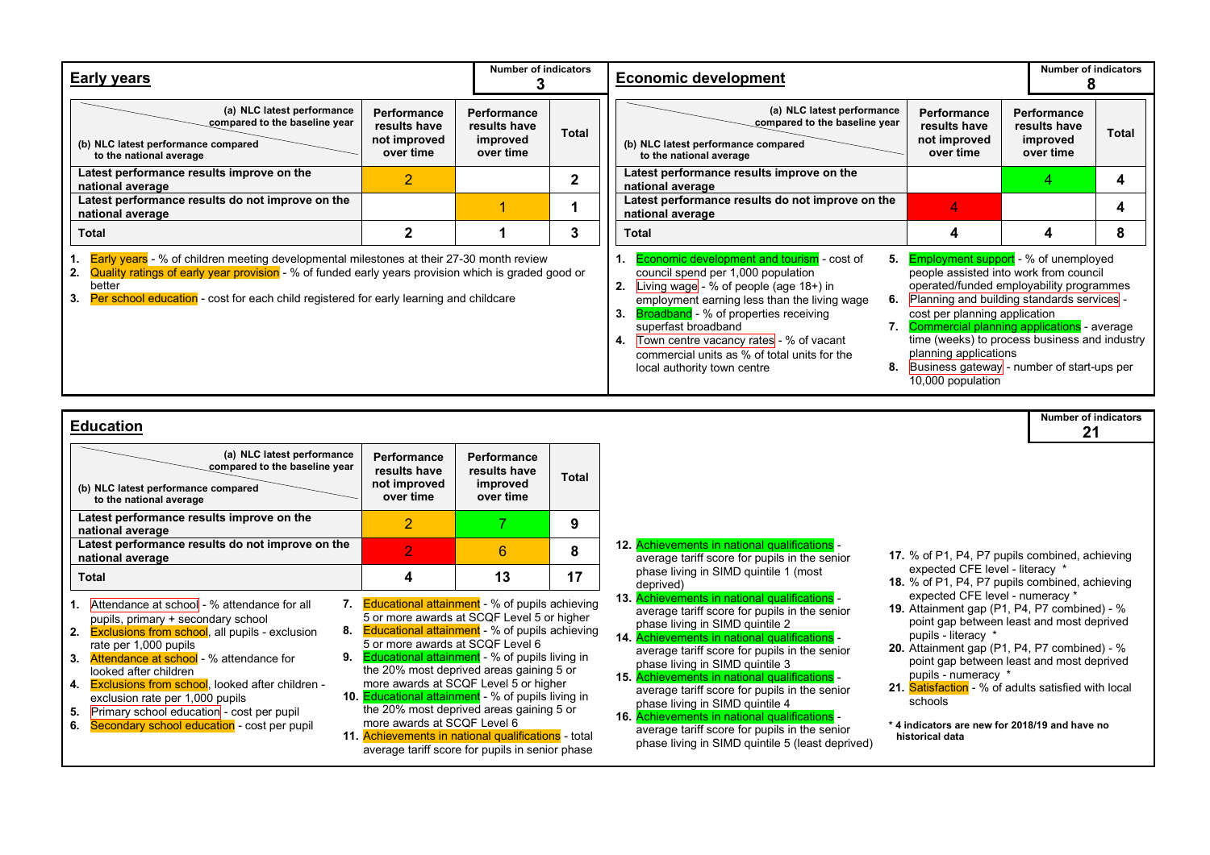## Early years

**Number of indicators: 3**

| (a) NLC latest performance compared to the baseline year / (b) NLC latest performance compared to the national average | Performance results have not improved over time | Performance results have improved over time | Total |
|---|---|---|---|
| Latest performance results improve on the national average | 2 | | 2 |
| Latest performance results do not improve on the national average | | 1 | 1 |
| **Total** | 2 | 1 | 3 |

1. Early years - % of children meeting developmental milestones at their 27-30 month review
2. Quality ratings of early year provision - % of funded early years provision which is graded good or better
3. Per school education - cost for each child registered for early learning and childcare

## Economic development

**Number of indicators: 8**

| (a) NLC latest performance compared to the baseline year / (b) NLC latest performance compared to the national average | Performance results have not improved over time | Performance results have improved over time | Total |
|---|---|---|---|
| Latest performance results improve on the national average | | 4 | 4 |
| Latest performance results do not improve on the national average | 4 | | 4 |
| **Total** | 4 | 4 | 8 |

1. Economic development and tourism - cost of council spend per 1,000 population
2. Living wage - % of people (age 18+) in employment earning less than the living wage
3. Broadband - % of properties receiving superfast broadband
4. Town centre vacancy rates - % of vacant commercial units as % of total units for the local authority town centre
5. Employment support - % of unemployed people assisted into work from council operated/funded employability programmes
6. Planning and building standards services - cost per planning application
7. Commercial planning applications - average time (weeks) to process business and industry planning applications
8. Business gateway - number of start-ups per 10,000 population

## Education

**Number of indicators: 21**

| (a) NLC latest performance compared to the baseline year / (b) NLC latest performance compared to the national average | Performance results have not improved over time | Performance results have improved over time | Total |
|---|---|---|---|
| Latest performance results improve on the national average | 2 | 7 | 9 |
| Latest performance results do not improve on the national average | 2 | 6 | 8 |
| **Total** | 4 | 13 | 17 |

1. Attendance at school - % attendance for all pupils, primary + secondary school
2. Exclusions from school, all pupils - exclusion rate per 1,000 pupils
3. Attendance at school - % attendance for looked after children
4. Exclusions from school, looked after children - exclusion rate per 1,000 pupils
5. Primary school education - cost per pupil
6. Secondary school education - cost per pupil
7. Educational attainment - % of pupils achieving 5 or more awards at SCQF Level 5 or higher
8. Educational attainment - % of pupils achieving 5 or more awards at SCQF Level 6
9. Educational attainment - % of pupils living in the 20% most deprived areas gaining 5 or more awards at SCQF Level 5 or higher
10. Educational attainment - % of pupils living in the 20% most deprived areas gaining 5 or more awards at SCQF Level 6
11. Achievements in national qualifications - total average tariff score for pupils in senior phase
12. Achievements in national qualifications - average tariff score for pupils in the senior phase living in SIMD quintile 1 (most deprived)
13. Achievements in national qualifications - average tariff score for pupils in the senior phase living in SIMD quintile 2
14. Achievements in national qualifications - average tariff score for pupils in the senior phase living in SIMD quintile 3
15. Achievements in national qualifications - average tariff score for pupils in the senior phase living in SIMD quintile 4
16. Achievements in national qualifications - average tariff score for pupils in the senior phase living in SIMD quintile 5 (least deprived)
17. % of P1, P4, P7 pupils combined, achieving expected CFE level - literacy *
18. % of P1, P4, P7 pupils combined, achieving expected CFE level - numeracy *
19. Attainment gap (P1, P4, P7 combined) - % point gap between least and most deprived pupils - literacy *
20. Attainment gap (P1, P4, P7 combined) - % point gap between least and most deprived pupils - numeracy *
21. Satisfaction - % of adults satisfied with local schools

**\* 4 indicators are new for 2018/19 and have no historical data**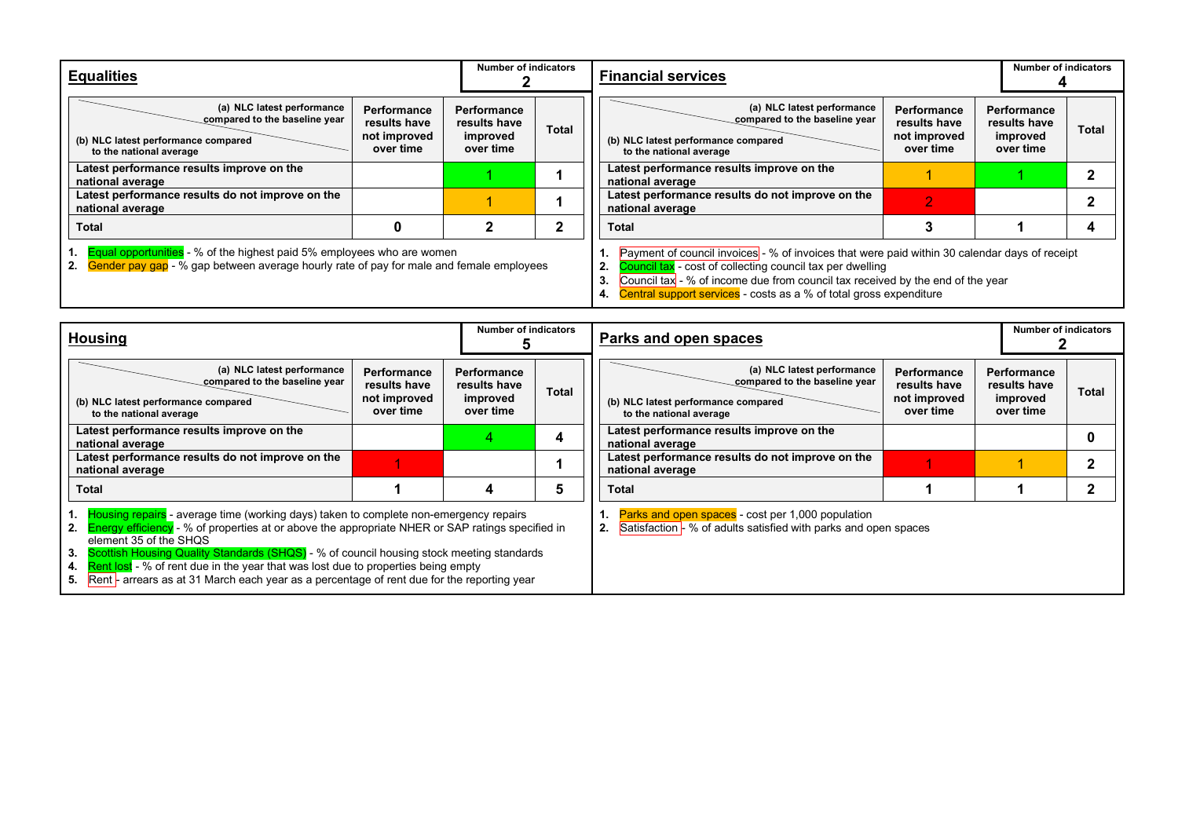## Equalities

**Number of indicators** 2

| (a) NLC latest performance compared to the baseline year / (b) NLC latest performance compared to the national average | Performance results have not improved over time | Performance results have improved over time | Total |
|---|---|---|---|
| Latest performance results improve on the national average | | 1 | 1 |
| Latest performance results do not improve on the national average | | 1 | 1 |
| **Total** | **0** | **2** | **2** |

1. Equal opportunities - % of the highest paid 5% employees who are women
2. Gender pay gap - % gap between average hourly rate of pay for male and female employees

## Financial services

**Number of indicators** 4

| (a) NLC latest performance compared to the baseline year / (b) NLC latest performance compared to the national average | Performance results have not improved over time | Performance results have improved over time | Total |
|---|---|---|---|
| Latest performance results improve on the national average | 1 | 1 | 2 |
| Latest performance results do not improve on the national average | 2 | | 2 |
| **Total** | **3** | **1** | **4** |

1. Payment of council invoices - % of invoices that were paid within 30 calendar days of receipt
2. Council tax - cost of collecting council tax per dwelling
3. Council tax - % of income due from council tax received by the end of the year
4. Central support services - costs as a % of total gross expenditure

## Housing

**Number of indicators** 5

| (a) NLC latest performance compared to the baseline year / (b) NLC latest performance compared to the national average | Performance results have not improved over time | Performance results have improved over time | Total |
|---|---|---|---|
| Latest performance results improve on the national average | | 4 | 4 |
| Latest performance results do not improve on the national average | 1 | | 1 |
| **Total** | **1** | **4** | **5** |

1. Housing repairs - average time (working days) taken to complete non-emergency repairs
2. Energy efficiency - % of properties at or above the appropriate NHER or SAP ratings specified in element 35 of the SHQS
3. Scottish Housing Quality Standards (SHQS) - % of council housing stock meeting standards
4. Rent lost - % of rent due in the year that was lost due to properties being empty
5. Rent - arrears as at 31 March each year as a percentage of rent due for the reporting year

## Parks and open spaces

**Number of indicators** 2

| (a) NLC latest performance compared to the baseline year / (b) NLC latest performance compared to the national average | Performance results have not improved over time | Performance results have improved over time | Total |
|---|---|---|---|
| Latest performance results improve on the national average | | | 0 |
| Latest performance results do not improve on the national average | 1 | 1 | 2 |
| **Total** | **1** | **1** | **2** |

1. Parks and open spaces - cost per 1,000 population
2. Satisfaction - % of adults satisfied with parks and open spaces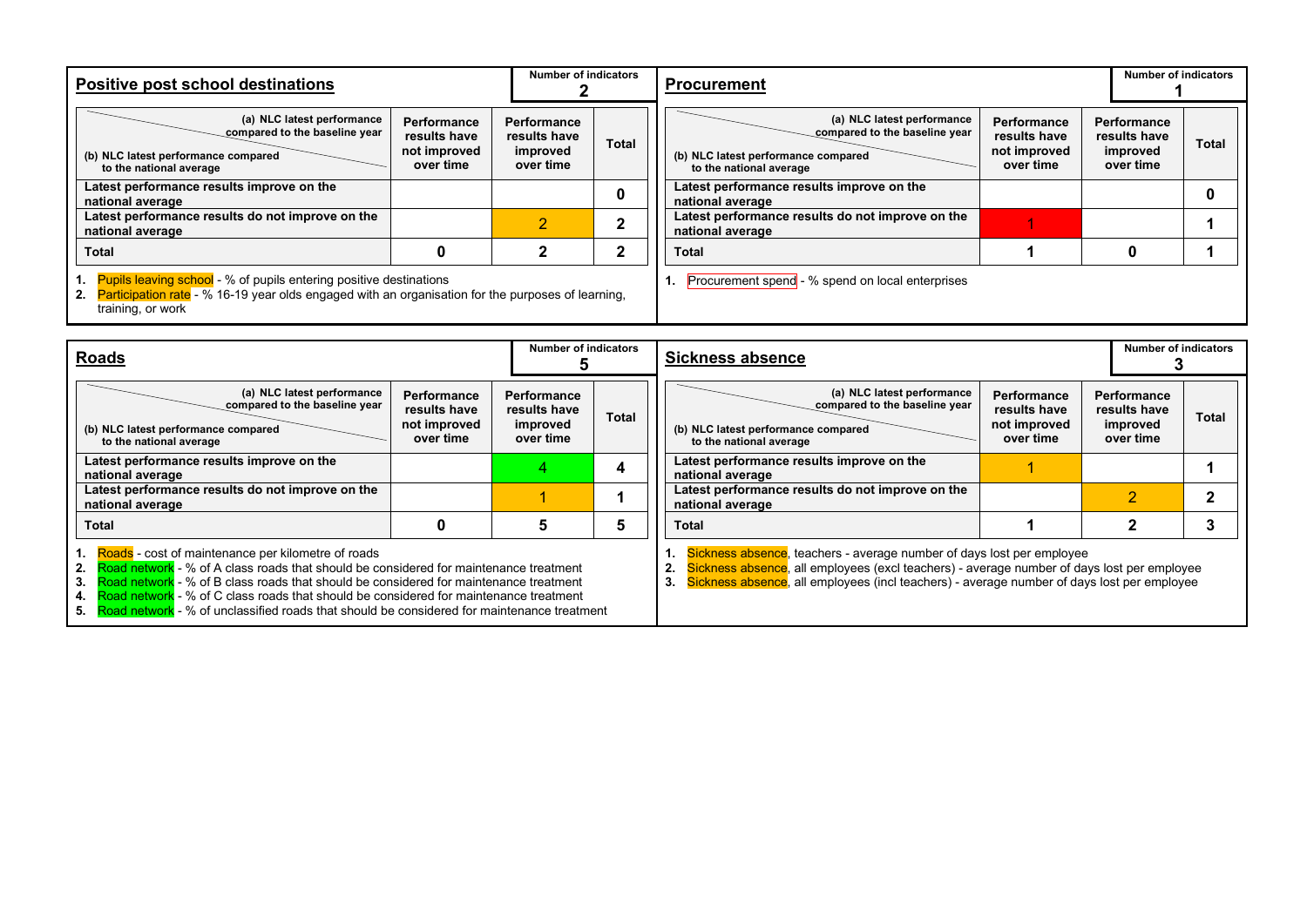## Positive post school destinations

Number of indicators **2**

| (a) NLC latest performance compared to the baseline year / (b) NLC latest performance compared to the national average | Performance results have not improved over time | Performance results have improved over time | Total |
|---|---|---|---|
| Latest performance results improve on the national average | | | 0 |
| Latest performance results do not improve on the national average | | 2 | 2 |
| **Total** | 0 | 2 | 2 |

1. Pupils leaving school - % of pupils entering positive destinations
2. Participation rate - % 16-19 year olds engaged with an organisation for the purposes of learning, training, or work

## Procurement

Number of indicators **1**

| (a) NLC latest performance compared to the baseline year / (b) NLC latest performance compared to the national average | Performance results have not improved over time | Performance results have improved over time | Total |
|---|---|---|---|
| Latest performance results improve on the national average | | | 0 |
| Latest performance results do not improve on the national average | 1 | | 1 |
| **Total** | 1 | 0 | 1 |

1. Procurement spend - % spend on local enterprises

## Roads

Number of indicators **5**

| (a) NLC latest performance compared to the baseline year / (b) NLC latest performance compared to the national average | Performance results have not improved over time | Performance results have improved over time | Total |
|---|---|---|---|
| Latest performance results improve on the national average | | 4 | 4 |
| Latest performance results do not improve on the national average | | 1 | 1 |
| **Total** | 0 | 5 | 5 |

1. Roads - cost of maintenance per kilometre of roads
2. Road network - % of A class roads that should be considered for maintenance treatment
3. Road network - % of B class roads that should be considered for maintenance treatment
4. Road network - % of C class roads that should be considered for maintenance treatment
5. Road network - % of unclassified roads that should be considered for maintenance treatment

## Sickness absence

Number of indicators **3**

| (a) NLC latest performance compared to the baseline year / (b) NLC latest performance compared to the national average | Performance results have not improved over time | Performance results have improved over time | Total |
|---|---|---|---|
| Latest performance results improve on the national average | 1 | | 1 |
| Latest performance results do not improve on the national average | | 2 | 2 |
| **Total** | 1 | 2 | 3 |

1. Sickness absence, teachers - average number of days lost per employee
2. Sickness absence, all employees (excl teachers) - average number of days lost per employee
3. Sickness absence, all employees (incl teachers) - average number of days lost per employee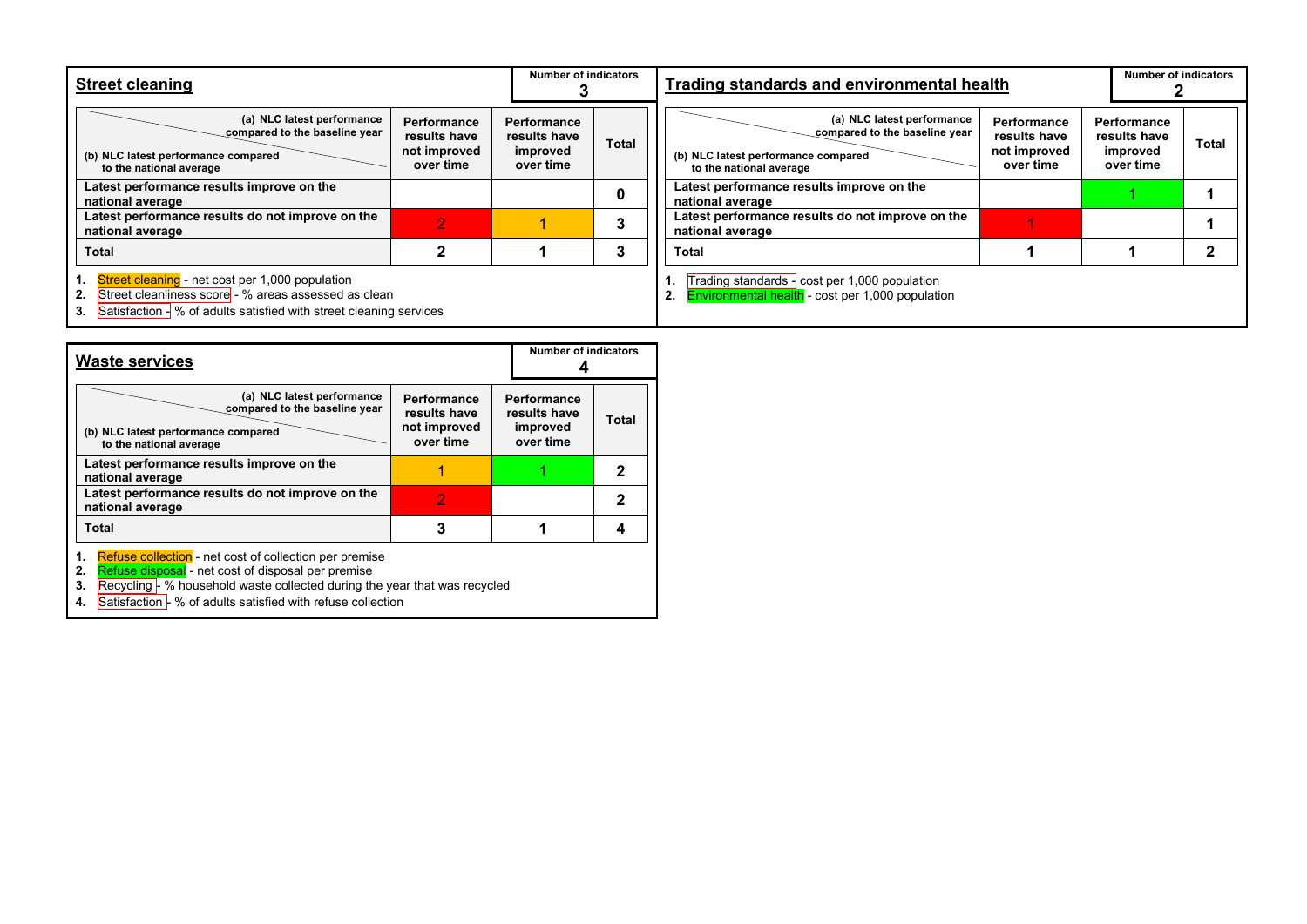## Street cleaning

**Number of indicators**
**3**

| (a) NLC latest performance compared to the baseline year / (b) NLC latest performance compared to the national average | Performance results have not improved over time | Performance results have improved over time | Total |
|---|---|---|---|
| Latest performance results improve on the national average | | | 0 |
| Latest performance results do not improve on the national average | 2 | 1 | 3 |
| Total | 2 | 1 | 3 |

1. Street cleaning - net cost per 1,000 population
2. Street cleanliness score - % areas assessed as clean
3. Satisfaction - % of adults satisfied with street cleaning services

## Trading standards and environmental health

**Number of indicators**
**2**

| (a) NLC latest performance compared to the baseline year / (b) NLC latest performance compared to the national average | Performance results have not improved over time | Performance results have improved over time | Total |
|---|---|---|---|
| Latest performance results improve on the national average | | 1 | 1 |
| Latest performance results do not improve on the national average | 1 | | 1 |
| Total | 1 | 1 | 2 |

1. Trading standards - cost per 1,000 population
2. Environmental health - cost per 1,000 population

## Waste services

**Number of indicators**
**4**

| (a) NLC latest performance compared to the baseline year / (b) NLC latest performance compared to the national average | Performance results have not improved over time | Performance results have improved over time | Total |
|---|---|---|---|
| Latest performance results improve on the national average | 1 | 1 | 2 |
| Latest performance results do not improve on the national average | 2 | | 2 |
| Total | 3 | 1 | 4 |

1. Refuse collection - net cost of collection per premise
2. Refuse disposal - net cost of disposal per premise
3. Recycling - % household waste collected during the year that was recycled
4. Satisfaction - % of adults satisfied with refuse collection